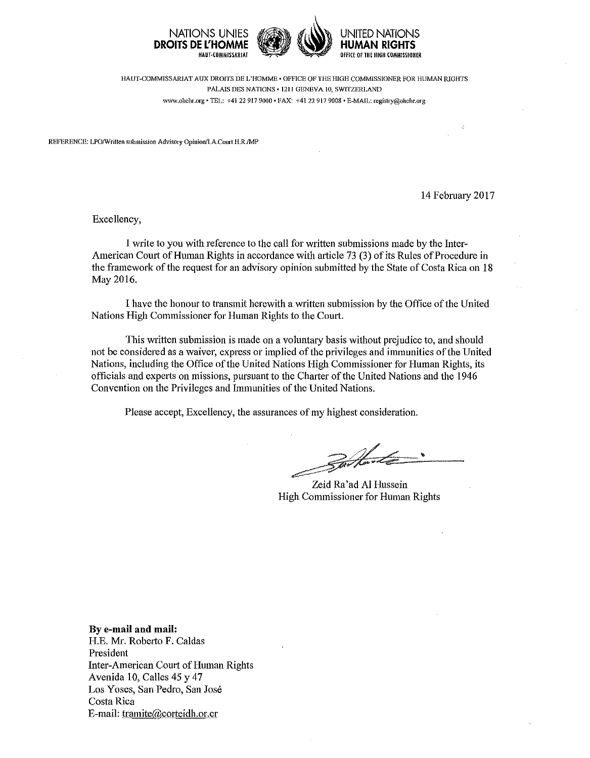NATIONS UNIES
**DROITS DE L'HOMME**
HAUT-COMMISSARIAT

UNITED NATIONS
**HUMAN RIGHTS**
OFFICE OF THE HIGH COMMISSIONER

HAUT-COMMISSARIAT AUX DROITS DE L'HOMME • OFFICE OF THE HIGH COMMISSIONER FOR HUMAN RIGHTS
PALAIS DES NATIONS • 1211 GENEVA 10, SWITZERLAND
www.ohchr.org • TEL: +41 22 917 9000 • FAX: +41 22 917 9008 • E-MAIL: registry@ohchr.org

REFERENCE: LPO/Written submission Advisory Opinion/I.A.Court H.R./MP

14 February 2017

Excellency,

I write to you with reference to the call for written submissions made by the Inter-American Court of Human Rights in accordance with article 73 (3) of its Rules of Procedure in the framework of the request for an advisory opinion submitted by the State of Costa Rica on 18 May 2016.

I have the honour to transmit herewith a written submission by the Office of the United Nations High Commissioner for Human Rights to the Court.

This written submission is made on a voluntary basis without prejudice to, and should not be considered as a waiver, express or implied of the privileges and immunities of the United Nations, including the Office of the United Nations High Commissioner for Human Rights, its officials and experts on missions, pursuant to the Charter of the United Nations and the 1946 Convention on the Privileges and Immunities of the United Nations.

Please accept, Excellency, the assurances of my highest consideration.

Zeid Ra'ad Al Hussein
High Commissioner for Human Rights

**By e-mail and mail:**
H.E. Mr. Roberto F. Caldas
President
Inter-American Court of Human Rights
Avenida 10, Calles 45 y 47
Los Yoses, San Pedro, San José
Costa Rica
E-mail: tramite@corteidh.or.cr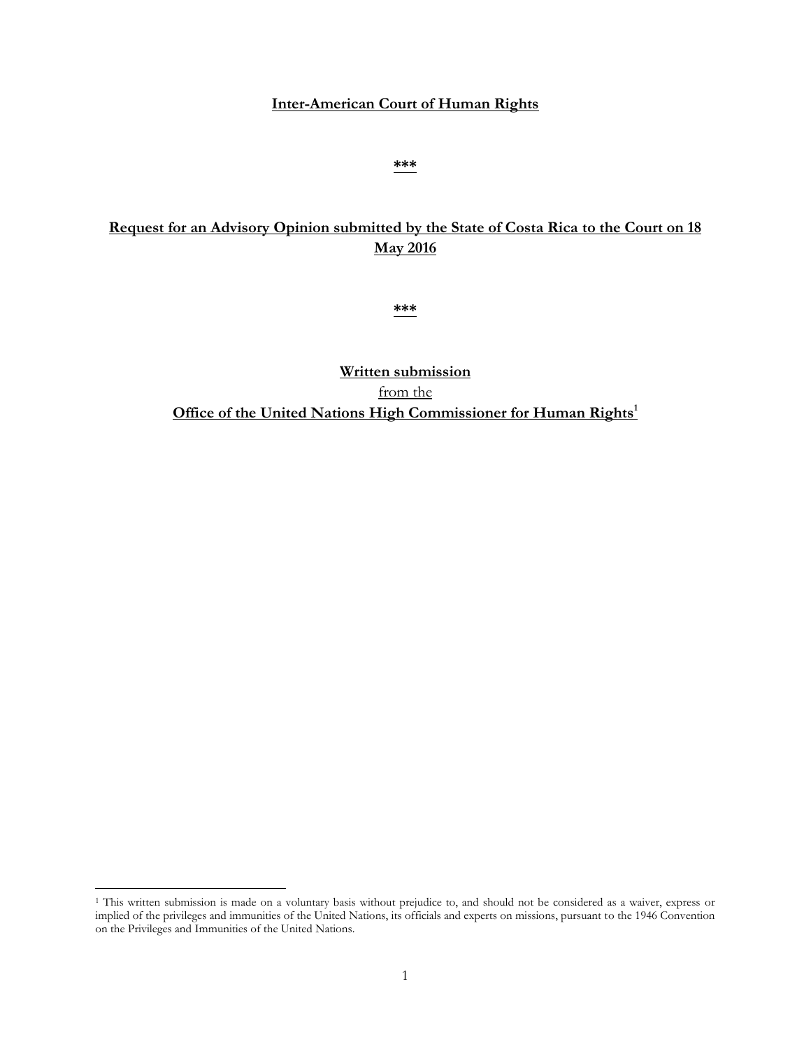**Inter-American Court of Human Rights**

\*\*\*

**Request for an Advisory Opinion submitted by the State of Costa Rica to the Court on 18 May 2016**

\*\*\*

**Written submission**

from the

**Office of the United Nations High Commissioner for Human Rights**[1]

---

[1] This written submission is made on a voluntary basis without prejudice to, and should not be considered as a waiver, express or implied of the privileges and immunities of the United Nations, its officials and experts on missions, pursuant to the 1946 Convention on the Privileges and Immunities of the United Nations.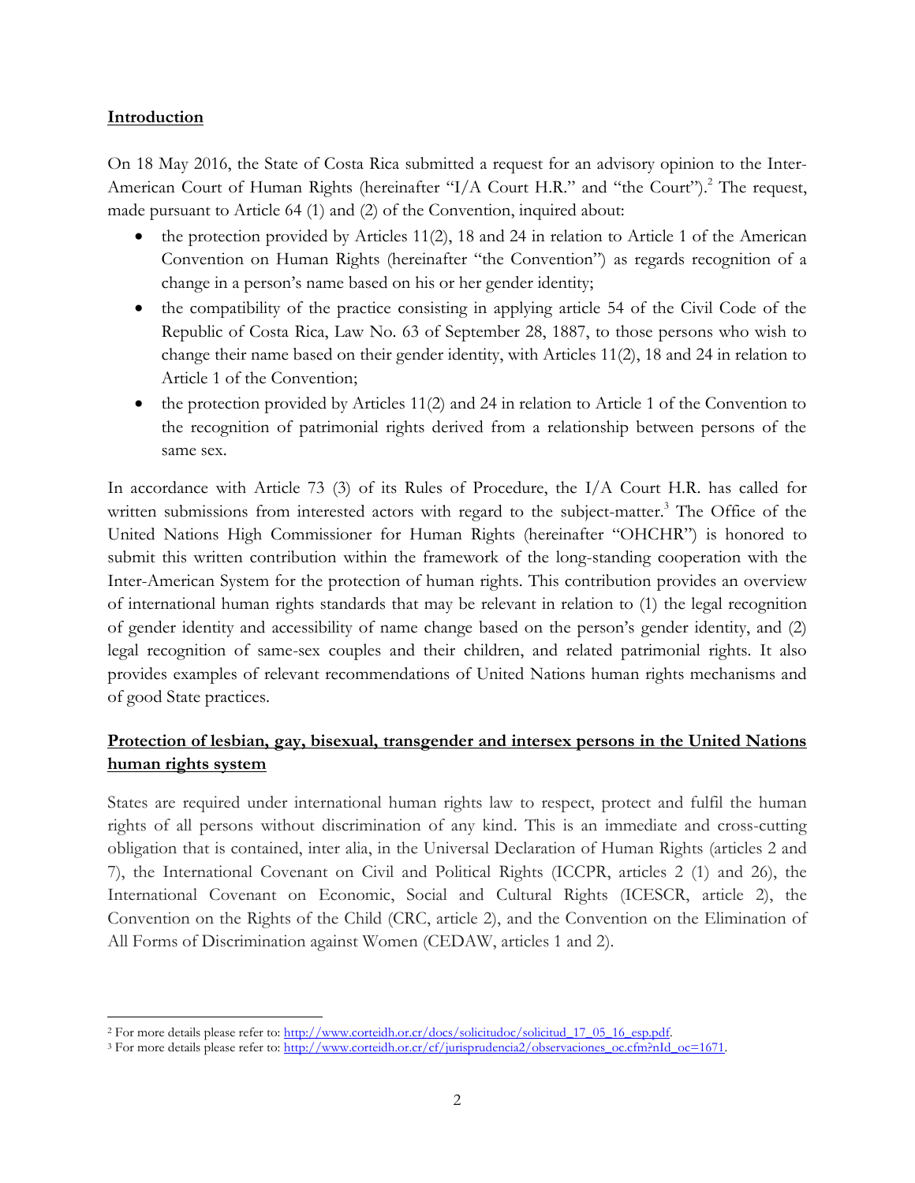## Introduction

On 18 May 2016, the State of Costa Rica submitted a request for an advisory opinion to the Inter-American Court of Human Rights (hereinafter "I/A Court H.R." and "the Court").[2] The request, made pursuant to Article 64 (1) and (2) of the Convention, inquired about:

- the protection provided by Articles 11(2), 18 and 24 in relation to Article 1 of the American Convention on Human Rights (hereinafter "the Convention") as regards recognition of a change in a person's name based on his or her gender identity;
- the compatibility of the practice consisting in applying article 54 of the Civil Code of the Republic of Costa Rica, Law No. 63 of September 28, 1887, to those persons who wish to change their name based on their gender identity, with Articles 11(2), 18 and 24 in relation to Article 1 of the Convention;
- the protection provided by Articles 11(2) and 24 in relation to Article 1 of the Convention to the recognition of patrimonial rights derived from a relationship between persons of the same sex.

In accordance with Article 73 (3) of its Rules of Procedure, the I/A Court H.R. has called for written submissions from interested actors with regard to the subject-matter.[3] The Office of the United Nations High Commissioner for Human Rights (hereinafter "OHCHR") is honored to submit this written contribution within the framework of the long-standing cooperation with the Inter-American System for the protection of human rights. This contribution provides an overview of international human rights standards that may be relevant in relation to (1) the legal recognition of gender identity and accessibility of name change based on the person's gender identity, and (2) legal recognition of same-sex couples and their children, and related patrimonial rights. It also provides examples of relevant recommendations of United Nations human rights mechanisms and of good State practices.

## Protection of lesbian, gay, bisexual, transgender and intersex persons in the United Nations human rights system

States are required under international human rights law to respect, protect and fulfil the human rights of all persons without discrimination of any kind. This is an immediate and cross-cutting obligation that is contained, inter alia, in the Universal Declaration of Human Rights (articles 2 and 7), the International Covenant on Civil and Political Rights (ICCPR, articles 2 (1) and 26), the International Covenant on Economic, Social and Cultural Rights (ICESCR, article 2), the Convention on the Rights of the Child (CRC, article 2), and the Convention on the Elimination of All Forms of Discrimination against Women (CEDAW, articles 1 and 2).

---

[2] For more details please refer to: http://www.corteidh.or.cr/docs/solicitudoc/solicitud_17_05_16_esp.pdf.

[3] For more details please refer to: http://www.corteidh.or.cr/cf/jurisprudencia2/observaciones_oc.cfm?nId_oc=1671.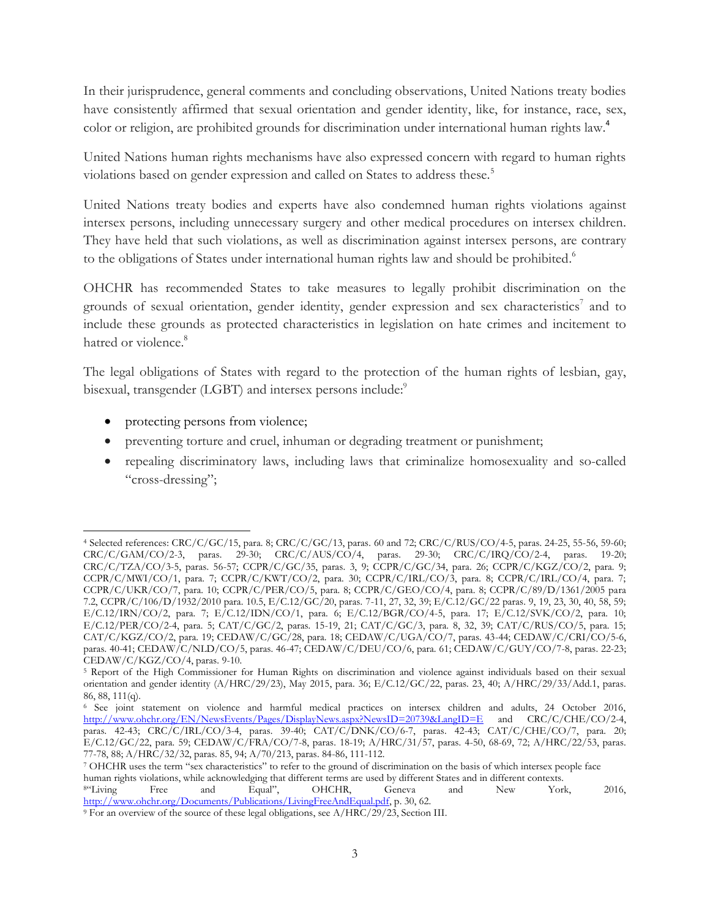In their jurisprudence, general comments and concluding observations, United Nations treaty bodies have consistently affirmed that sexual orientation and gender identity, like, for instance, race, sex, color or religion, are prohibited grounds for discrimination under international human rights law.[4]

United Nations human rights mechanisms have also expressed concern with regard to human rights violations based on gender expression and called on States to address these.[5]

United Nations treaty bodies and experts have also condemned human rights violations against intersex persons, including unnecessary surgery and other medical procedures on intersex children. They have held that such violations, as well as discrimination against intersex persons, are contrary to the obligations of States under international human rights law and should be prohibited.[6]

OHCHR has recommended States to take measures to legally prohibit discrimination on the grounds of sexual orientation, gender identity, gender expression and sex characteristics[7] and to include these grounds as protected characteristics in legislation on hate crimes and incitement to hatred or violence.[8]

The legal obligations of States with regard to the protection of the human rights of lesbian, gay, bisexual, transgender (LGBT) and intersex persons include:[9]

- protecting persons from violence;
- preventing torture and cruel, inhuman or degrading treatment or punishment;
- repealing discriminatory laws, including laws that criminalize homosexuality and so-called "cross-dressing";

---

[4] Selected references: CRC/C/GC/15, para. 8; CRC/C/GC/13, paras. 60 and 72; CRC/C/RUS/CO/4-5, paras. 24-25, 55-56, 59-60; CRC/C/GAM/CO/2-3, paras. 29-30; CRC/C/AUS/CO/4, paras. 29-30; CRC/C/IRQ/CO/2-4, paras. 19-20; CRC/C/TZA/CO/3-5, paras. 56-57; CCPR/C/GC/35, paras. 3, 9; CCPR/C/GC/34, para. 26; CCPR/C/KGZ/CO/2, para. 9; CCPR/C/MWI/CO/1, para. 7; CCPR/C/KWT/CO/2, para. 30; CCPR/C/IRL/CO/3, para. 8; CCPR/C/IRL/CO/4, para. 7; CCPR/C/UKR/CO/7, para. 10; CCPR/C/PER/CO/5, para. 8; CCPR/C/GEO/CO/4, para. 8; CCPR/C/89/D/1361/2005 para 7.2, CCPR/C/106/D/1932/2010 para. 10.5, E/C.12/GC/20, paras. 7-11, 27, 32, 39; E/C.12/GC/22 paras. 9, 19, 23, 30, 40, 58, 59; E/C.12/IRN/CO/2, para. 7; E/C.12/IDN/CO/1, para. 6; E/C.12/BGR/CO/4-5, para. 17; E/C.12/SVK/CO/2, para. 10; E/C.12/PER/CO/2-4, para. 5; CAT/C/GC/2, paras. 15-19, 21; CAT/C/GC/3, para. 8, 32, 39; CAT/C/RUS/CO/5, para. 15; CAT/C/KGZ/CO/2, para. 19; CEDAW/C/GC/28, para. 18; CEDAW/C/UGA/CO/7, paras. 43-44; CEDAW/C/CRI/CO/5-6, paras. 40-41; CEDAW/C/NLD/CO/5, paras. 46-47; CEDAW/C/DEU/CO/6, para. 61; CEDAW/C/GUY/CO/7-8, paras. 22-23; CEDAW/C/KGZ/CO/4, paras. 9-10.

[5] Report of the High Commissioner for Human Rights on discrimination and violence against individuals based on their sexual orientation and gender identity (A/HRC/29/23), May 2015, para. 36; E/C.12/GC/22, paras. 23, 40; A/HRC/29/33/Add.1, paras. 86, 88, 111(q).

[6] See joint statement on violence and harmful medical practices on intersex children and adults, 24 October 2016, http://www.ohchr.org/EN/NewsEvents/Pages/DisplayNews.aspx?NewsID=20739&LangID=E and CRC/C/CHE/CO/2-4, paras. 42-43; CRC/C/IRL/CO/3-4, paras. 39-40; CAT/C/DNK/CO/6-7, paras. 42-43; CAT/C/CHE/CO/7, para. 20; E/C.12/GC/22, para. 59; CEDAW/C/FRA/CO/7-8, paras. 18-19; A/HRC/31/57, paras. 4-50, 68-69, 72; A/HRC/22/53, paras. 77-78, 88; A/HRC/32/32, paras. 85, 94; A/70/213, paras. 84-86, 111-112.

[7] OHCHR uses the term "sex characteristics" to refer to the ground of discrimination on the basis of which intersex people face human rights violations, while acknowledging that different terms are used by different States and in different contexts.

[8] "Living Free and Equal", OHCHR, Geneva and New York, 2016, http://www.ohchr.org/Documents/Publications/LivingFreeAndEqual.pdf, p. 30, 62.

[9] For an overview of the source of these legal obligations, see A/HRC/29/23, Section III.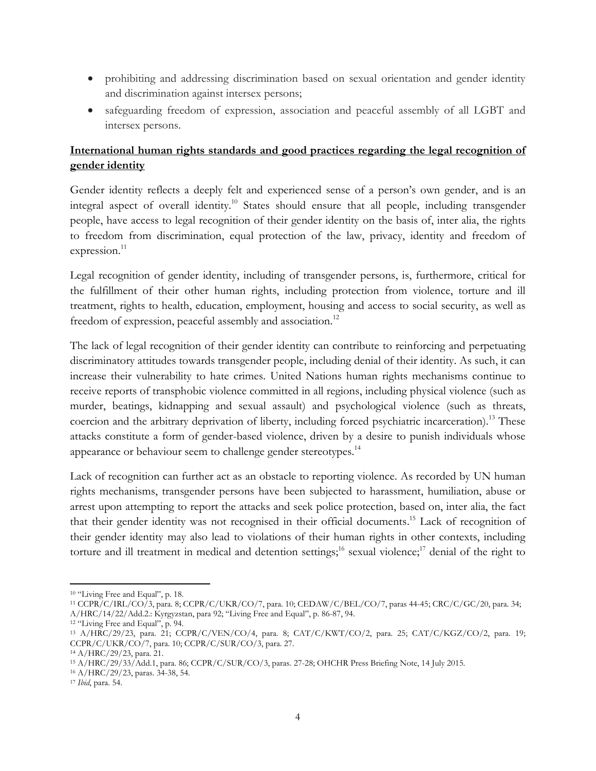- prohibiting and addressing discrimination based on sexual orientation and gender identity and discrimination against intersex persons;
- safeguarding freedom of expression, association and peaceful assembly of all LGBT and intersex persons.

## International human rights standards and good practices regarding the legal recognition of gender identity

Gender identity reflects a deeply felt and experienced sense of a person's own gender, and is an integral aspect of overall identity.[10] States should ensure that all people, including transgender people, have access to legal recognition of their gender identity on the basis of, inter alia, the rights to freedom from discrimination, equal protection of the law, privacy, identity and freedom of expression.[11]

Legal recognition of gender identity, including of transgender persons, is, furthermore, critical for the fulfillment of their other human rights, including protection from violence, torture and ill treatment, rights to health, education, employment, housing and access to social security, as well as freedom of expression, peaceful assembly and association.[12]

The lack of legal recognition of their gender identity can contribute to reinforcing and perpetuating discriminatory attitudes towards transgender people, including denial of their identity. As such, it can increase their vulnerability to hate crimes. United Nations human rights mechanisms continue to receive reports of transphobic violence committed in all regions, including physical violence (such as murder, beatings, kidnapping and sexual assault) and psychological violence (such as threats, coercion and the arbitrary deprivation of liberty, including forced psychiatric incarceration).[13] These attacks constitute a form of gender-based violence, driven by a desire to punish individuals whose appearance or behaviour seem to challenge gender stereotypes.[14]

Lack of recognition can further act as an obstacle to reporting violence. As recorded by UN human rights mechanisms, transgender persons have been subjected to harassment, humiliation, abuse or arrest upon attempting to report the attacks and seek police protection, based on, inter alia, the fact that their gender identity was not recognised in their official documents.[15] Lack of recognition of their gender identity may also lead to violations of their human rights in other contexts, including torture and ill treatment in medical and detention settings;[16] sexual violence;[17] denial of the right to

---

[10] "Living Free and Equal", p. 18.

[11] CCPR/C/IRL/CO/3, para. 8; CCPR/C/UKR/CO/7, para. 10; CEDAW/C/BEL/CO/7, paras 44-45; CRC/C/GC/20, para. 34; A/HRC/14/22/Add.2.: Kyrgyzstan, para 92; "Living Free and Equal", p. 86-87, 94.

[12] "Living Free and Equal", p. 94.

[13] A/HRC/29/23, para. 21; CCPR/C/VEN/CO/4, para. 8; CAT/C/KWT/CO/2, para. 25; CAT/C/KGZ/CO/2, para. 19; CCPR/C/UKR/CO/7, para. 10; CCPR/C/SUR/CO/3, para. 27.

[14] A/HRC/29/23, para. 21.

[15] A/HRC/29/33/Add.1, para. 86; CCPR/C/SUR/CO/3, paras. 27-28; OHCHR Press Briefing Note, 14 July 2015.

[16] A/HRC/29/23, paras. 34-38, 54.

[17] *Ibid*, para. 54.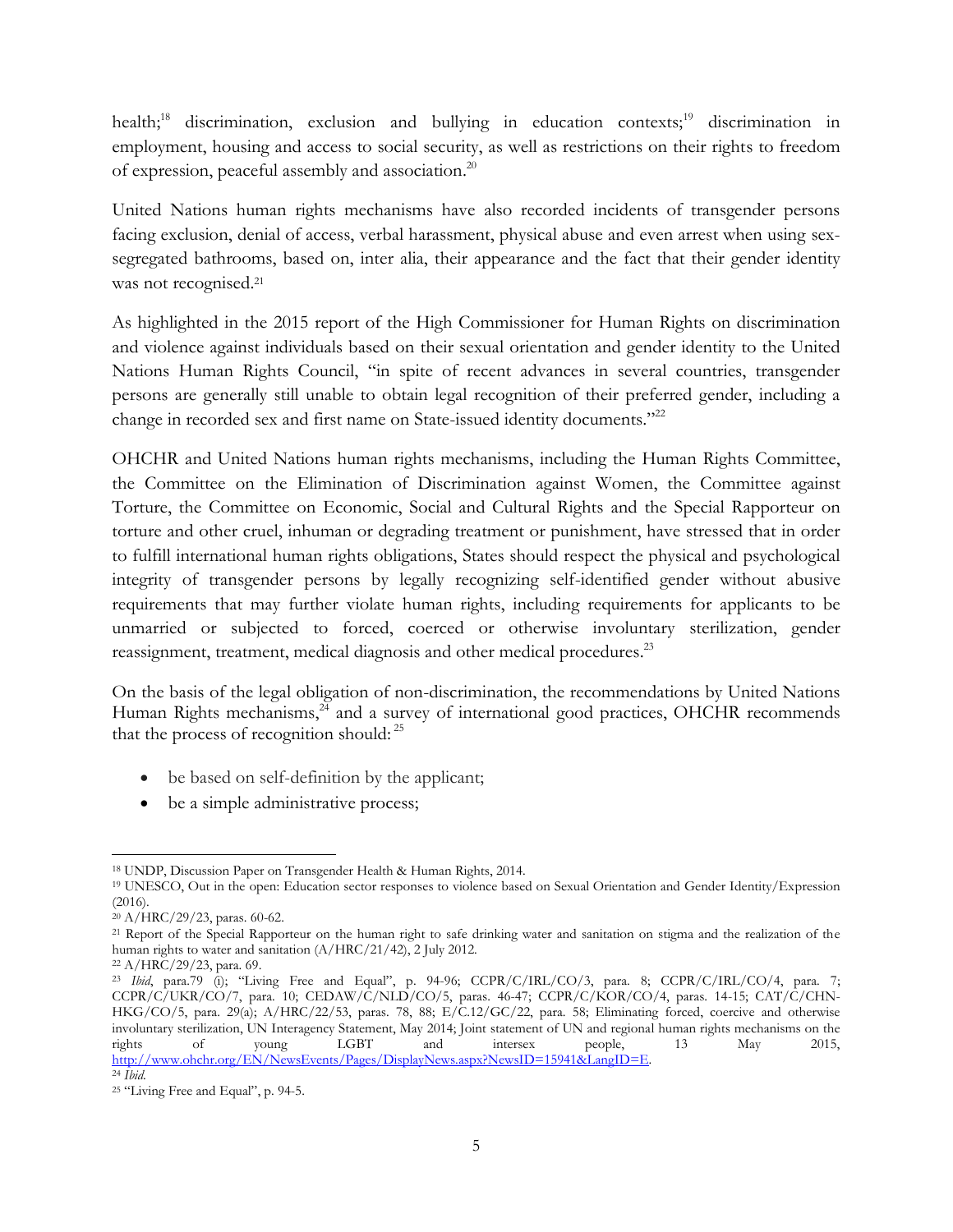health;[18] discrimination, exclusion and bullying in education contexts;[19] discrimination in employment, housing and access to social security, as well as restrictions on their rights to freedom of expression, peaceful assembly and association.[20]

United Nations human rights mechanisms have also recorded incidents of transgender persons facing exclusion, denial of access, verbal harassment, physical abuse and even arrest when using sex-segregated bathrooms, based on, inter alia, their appearance and the fact that their gender identity was not recognised.[21]

As highlighted in the 2015 report of the High Commissioner for Human Rights on discrimination and violence against individuals based on their sexual orientation and gender identity to the United Nations Human Rights Council, "in spite of recent advances in several countries, transgender persons are generally still unable to obtain legal recognition of their preferred gender, including a change in recorded sex and first name on State-issued identity documents."[22]

OHCHR and United Nations human rights mechanisms, including the Human Rights Committee, the Committee on the Elimination of Discrimination against Women, the Committee against Torture, the Committee on Economic, Social and Cultural Rights and the Special Rapporteur on torture and other cruel, inhuman or degrading treatment or punishment, have stressed that in order to fulfill international human rights obligations, States should respect the physical and psychological integrity of transgender persons by legally recognizing self-identified gender without abusive requirements that may further violate human rights, including requirements for applicants to be unmarried or subjected to forced, coerced or otherwise involuntary sterilization, gender reassignment, treatment, medical diagnosis and other medical procedures.[23]

On the basis of the legal obligation of non-discrimination, the recommendations by United Nations Human Rights mechanisms,[24] and a survey of international good practices, OHCHR recommends that the process of recognition should: [25]

- be based on self-definition by the applicant;
- be a simple administrative process;

---

[18] UNDP, Discussion Paper on Transgender Health & Human Rights, 2014.

[19] UNESCO, Out in the open: Education sector responses to violence based on Sexual Orientation and Gender Identity/Expression (2016).

[20] A/HRC/29/23, paras. 60-62.

[21] Report of the Special Rapporteur on the human right to safe drinking water and sanitation on stigma and the realization of the human rights to water and sanitation (A/HRC/21/42), 2 July 2012.

[22] A/HRC/29/23, para. 69.

[23] *Ibid*, para.79 (i); "Living Free and Equal", p. 94-96; CCPR/C/IRL/CO/3, para. 8; CCPR/C/IRL/CO/4, para. 7; CCPR/C/UKR/CO/7, para. 10; CEDAW/C/NLD/CO/5, paras. 46-47; CCPR/C/KOR/CO/4, paras. 14-15; CAT/C/CHN-HKG/CO/5, para. 29(a); A/HRC/22/53, paras. 78, 88; E/C.12/GC/22, para. 58; Eliminating forced, coercive and otherwise involuntary sterilization, UN Interagency Statement, May 2014; Joint statement of UN and regional human rights mechanisms on the rights of young LGBT and intersex people, 13 May 2015, http://www.ohchr.org/EN/NewsEvents/Pages/DisplayNews.aspx?NewsID=15941&LangID=E.

[24] *Ibid.*

[25] "Living Free and Equal", p. 94-5.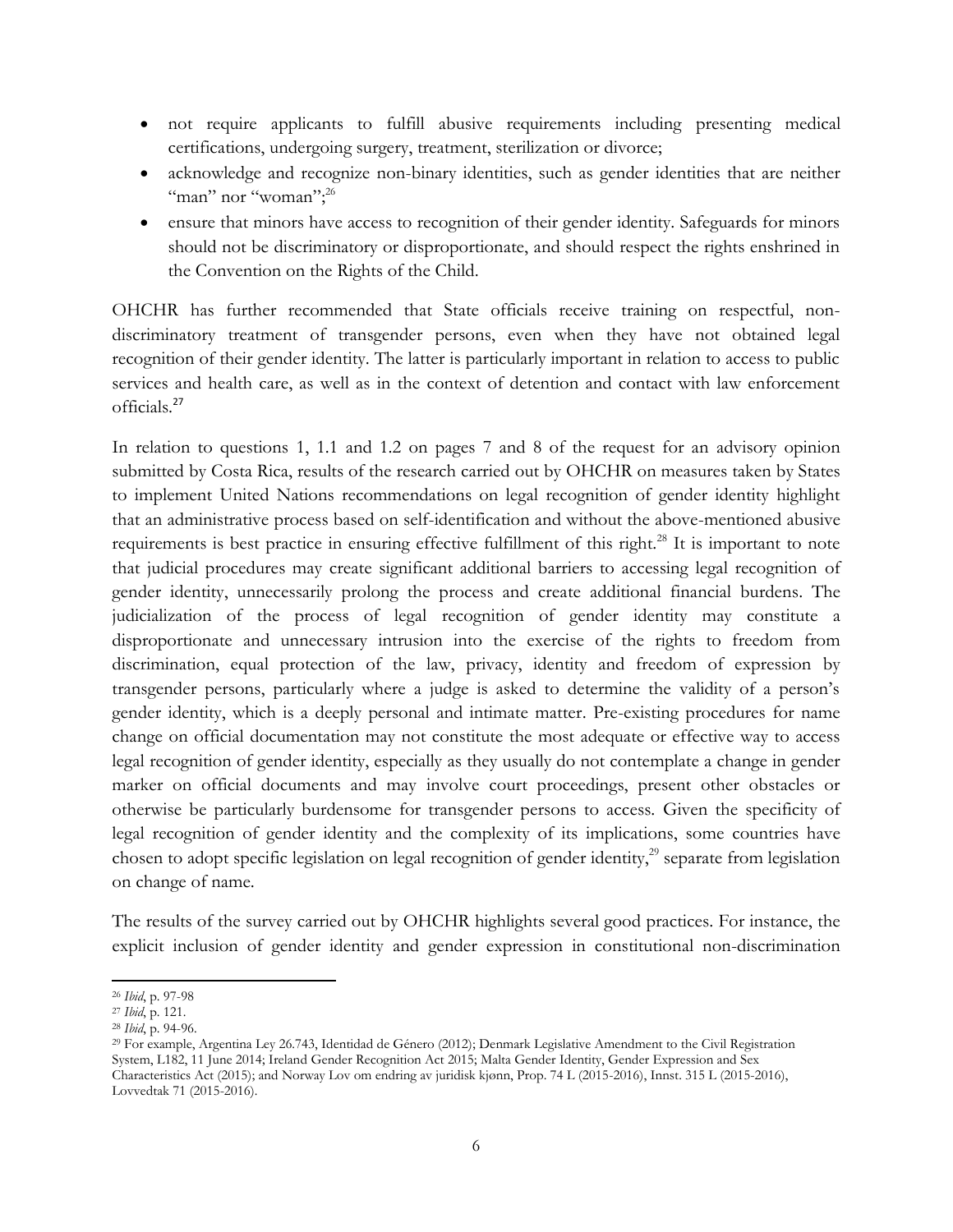- not require applicants to fulfill abusive requirements including presenting medical certifications, undergoing surgery, treatment, sterilization or divorce;
- acknowledge and recognize non-binary identities, such as gender identities that are neither "man" nor "woman";[26]
- ensure that minors have access to recognition of their gender identity. Safeguards for minors should not be discriminatory or disproportionate, and should respect the rights enshrined in the Convention on the Rights of the Child.

OHCHR has further recommended that State officials receive training on respectful, non-discriminatory treatment of transgender persons, even when they have not obtained legal recognition of their gender identity. The latter is particularly important in relation to access to public services and health care, as well as in the context of detention and contact with law enforcement officials.[27]

In relation to questions 1, 1.1 and 1.2 on pages 7 and 8 of the request for an advisory opinion submitted by Costa Rica, results of the research carried out by OHCHR on measures taken by States to implement United Nations recommendations on legal recognition of gender identity highlight that an administrative process based on self-identification and without the above-mentioned abusive requirements is best practice in ensuring effective fulfillment of this right.[28] It is important to note that judicial procedures may create significant additional barriers to accessing legal recognition of gender identity, unnecessarily prolong the process and create additional financial burdens. The judicialization of the process of legal recognition of gender identity may constitute a disproportionate and unnecessary intrusion into the exercise of the rights to freedom from discrimination, equal protection of the law, privacy, identity and freedom of expression by transgender persons, particularly where a judge is asked to determine the validity of a person's gender identity, which is a deeply personal and intimate matter. Pre-existing procedures for name change on official documentation may not constitute the most adequate or effective way to access legal recognition of gender identity, especially as they usually do not contemplate a change in gender marker on official documents and may involve court proceedings, present other obstacles or otherwise be particularly burdensome for transgender persons to access. Given the specificity of legal recognition of gender identity and the complexity of its implications, some countries have chosen to adopt specific legislation on legal recognition of gender identity,[29] separate from legislation on change of name.

The results of the survey carried out by OHCHR highlights several good practices. For instance, the explicit inclusion of gender identity and gender expression in constitutional non-discrimination

---

[26] *Ibid*, p. 97-98

[27] *Ibid*, p. 121.

[28] *Ibid*, p. 94-96.

[29] For example, Argentina Ley 26.743, Identidad de Género (2012); Denmark Legislative Amendment to the Civil Registration System, L182, 11 June 2014; Ireland Gender Recognition Act 2015; Malta Gender Identity, Gender Expression and Sex Characteristics Act (2015); and Norway Lov om endring av juridisk kjønn, Prop. 74 L (2015-2016), Innst. 315 L (2015-2016), Lovvedtak 71 (2015-2016).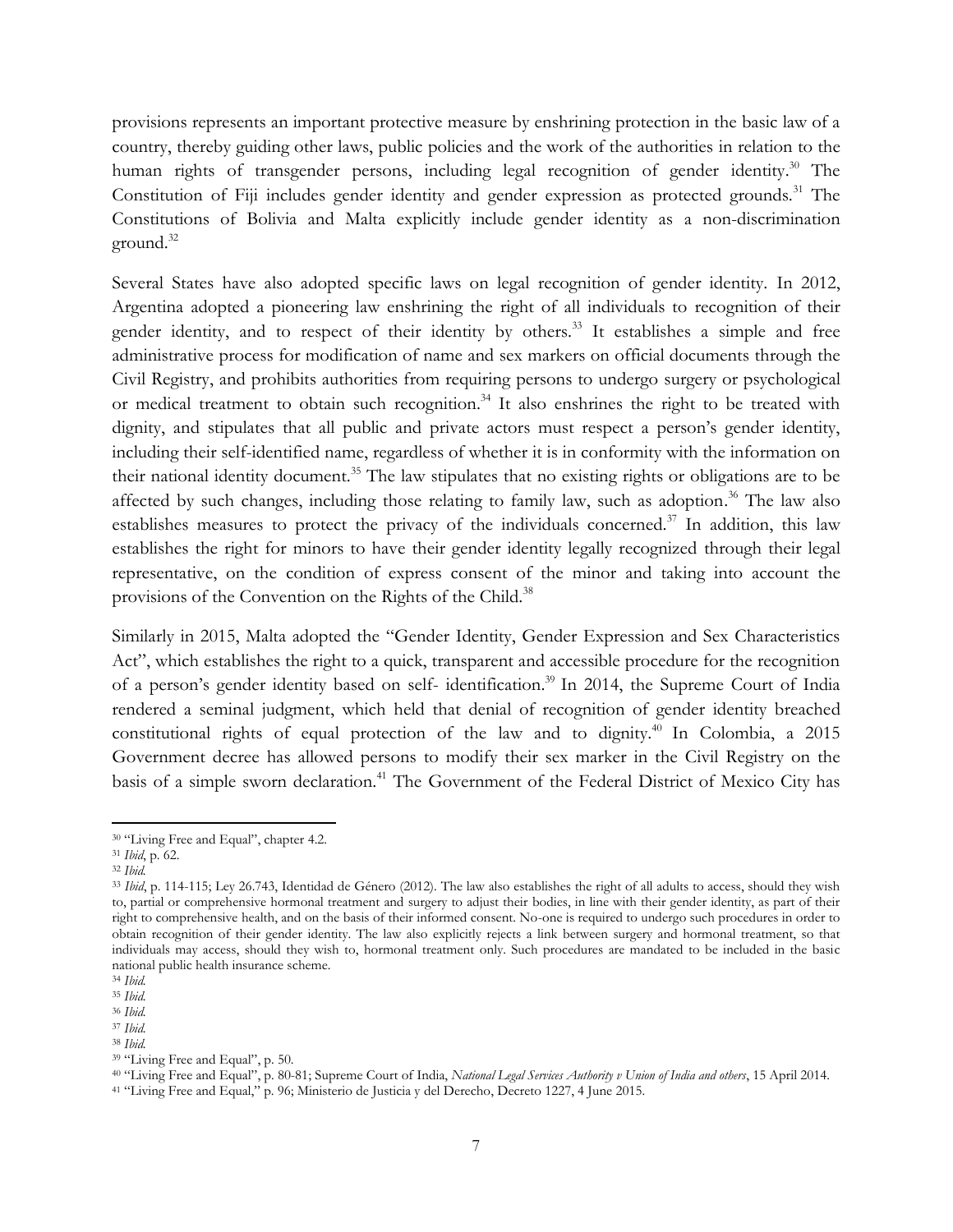provisions represents an important protective measure by enshrining protection in the basic law of a country, thereby guiding other laws, public policies and the work of the authorities in relation to the human rights of transgender persons, including legal recognition of gender identity.[30] The Constitution of Fiji includes gender identity and gender expression as protected grounds.[31] The Constitutions of Bolivia and Malta explicitly include gender identity as a non-discrimination ground.[32]

Several States have also adopted specific laws on legal recognition of gender identity. In 2012, Argentina adopted a pioneering law enshrining the right of all individuals to recognition of their gender identity, and to respect of their identity by others.[33] It establishes a simple and free administrative process for modification of name and sex markers on official documents through the Civil Registry, and prohibits authorities from requiring persons to undergo surgery or psychological or medical treatment to obtain such recognition.[34] It also enshrines the right to be treated with dignity, and stipulates that all public and private actors must respect a person's gender identity, including their self-identified name, regardless of whether it is in conformity with the information on their national identity document.[35] The law stipulates that no existing rights or obligations are to be affected by such changes, including those relating to family law, such as adoption.[36] The law also establishes measures to protect the privacy of the individuals concerned.[37] In addition, this law establishes the right for minors to have their gender identity legally recognized through their legal representative, on the condition of express consent of the minor and taking into account the provisions of the Convention on the Rights of the Child.[38]

Similarly in 2015, Malta adopted the "Gender Identity, Gender Expression and Sex Characteristics Act", which establishes the right to a quick, transparent and accessible procedure for the recognition of a person's gender identity based on self- identification.[39] In 2014, the Supreme Court of India rendered a seminal judgment, which held that denial of recognition of gender identity breached constitutional rights of equal protection of the law and to dignity.[40] In Colombia, a 2015 Government decree has allowed persons to modify their sex marker in the Civil Registry on the basis of a simple sworn declaration.[41] The Government of the Federal District of Mexico City has

---

[30] "Living Free and Equal", chapter 4.2.

[31] *Ibid*, p. 62.

[32] *Ibid.*

[33] *Ibid*, p. 114-115; Ley 26.743, Identidad de Género (2012). The law also establishes the right of all adults to access, should they wish to, partial or comprehensive hormonal treatment and surgery to adjust their bodies, in line with their gender identity, as part of their right to comprehensive health, and on the basis of their informed consent. No-one is required to undergo such procedures in order to obtain recognition of their gender identity. The law also explicitly rejects a link between surgery and hormonal treatment, so that individuals may access, should they wish to, hormonal treatment only. Such procedures are mandated to be included in the basic national public health insurance scheme.

[34] *Ibid.*

[35] *Ibid.*

[36] *Ibid.*

[37] *Ibid.*

[38] *Ibid.*

[39] "Living Free and Equal", p. 50.

[40] "Living Free and Equal", p. 80-81; Supreme Court of India, *National Legal Services Authority v Union of India and others*, 15 April 2014.

[41] "Living Free and Equal," p. 96; Ministerio de Justicia y del Derecho, Decreto 1227, 4 June 2015.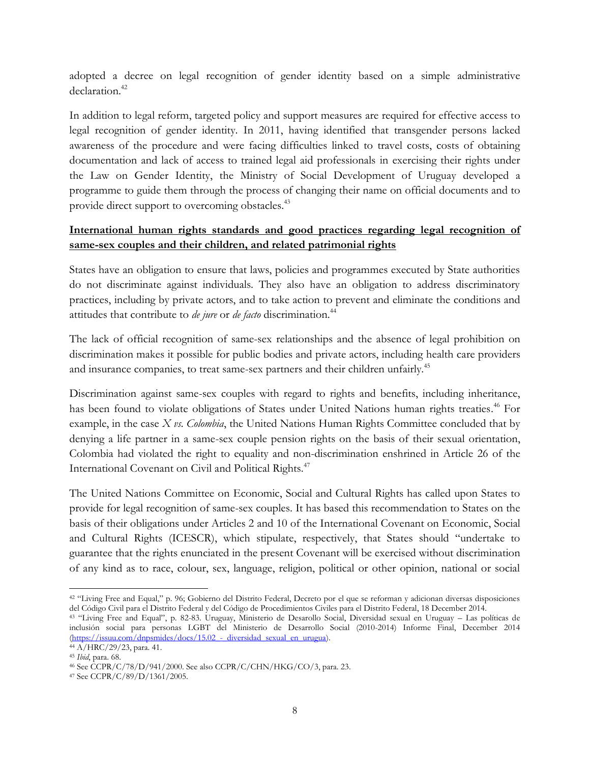adopted a decree on legal recognition of gender identity based on a simple administrative declaration.[42]

In addition to legal reform, targeted policy and support measures are required for effective access to legal recognition of gender identity. In 2011, having identified that transgender persons lacked awareness of the procedure and were facing difficulties linked to travel costs, costs of obtaining documentation and lack of access to trained legal aid professionals in exercising their rights under the Law on Gender Identity, the Ministry of Social Development of Uruguay developed a programme to guide them through the process of changing their name on official documents and to provide direct support to overcoming obstacles.[43]

**International human rights standards and good practices regarding legal recognition of same-sex couples and their children, and related patrimonial rights**

States have an obligation to ensure that laws, policies and programmes executed by State authorities do not discriminate against individuals. They also have an obligation to address discriminatory practices, including by private actors, and to take action to prevent and eliminate the conditions and attitudes that contribute to *de jure* or *de facto* discrimination.[44]

The lack of official recognition of same-sex relationships and the absence of legal prohibition on discrimination makes it possible for public bodies and private actors, including health care providers and insurance companies, to treat same-sex partners and their children unfairly.[45]

Discrimination against same-sex couples with regard to rights and benefits, including inheritance, has been found to violate obligations of States under United Nations human rights treaties.[46] For example, in the case *X vs. Colombia*, the United Nations Human Rights Committee concluded that by denying a life partner in a same-sex couple pension rights on the basis of their sexual orientation, Colombia had violated the right to equality and non-discrimination enshrined in Article 26 of the International Covenant on Civil and Political Rights.[47]

The United Nations Committee on Economic, Social and Cultural Rights has called upon States to provide for legal recognition of same-sex couples. It has based this recommendation to States on the basis of their obligations under Articles 2 and 10 of the International Covenant on Economic, Social and Cultural Rights (ICESCR), which stipulate, respectively, that States should "undertake to guarantee that the rights enunciated in the present Covenant will be exercised without discrimination of any kind as to race, colour, sex, language, religion, political or other opinion, national or social

---

[42] "Living Free and Equal," p. 96; Gobierno del Distrito Federal, Decreto por el que se reforman y adicionan diversas disposiciones del Código Civil para el Distrito Federal y del Código de Procedimientos Civiles para el Distrito Federal, 18 December 2014.

[43] "Living Free and Equal", p. 82-83. Uruguay, Ministerio de Desarollo Social, Diversidad sexual en Uruguay – Las políticas de inclusión social para personas LGBT del Ministerio de Desarrollo Social (2010-2014) Informe Final, December 2014 (https://issuu.com/dnpsmides/docs/15.02_-_diversidad_sexual_en_urugua).

[44] A/HRC/29/23, para. 41.

[45] *Ibid*, para. 68.

[46] See CCPR/C/78/D/941/2000. See also CCPR/C/CHN/HKG/CO/3, para. 23.

[47] See CCPR/C/89/D/1361/2005.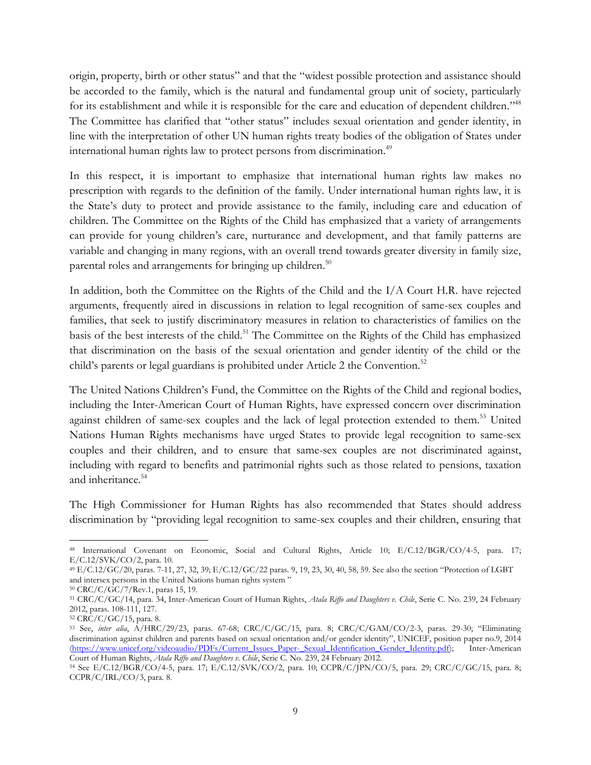origin, property, birth or other status" and that the "widest possible protection and assistance should be accorded to the family, which is the natural and fundamental group unit of society, particularly for its establishment and while it is responsible for the care and education of dependent children."[48] The Committee has clarified that "other status" includes sexual orientation and gender identity, in line with the interpretation of other UN human rights treaty bodies of the obligation of States under international human rights law to protect persons from discrimination.[49]

In this respect, it is important to emphasize that international human rights law makes no prescription with regards to the definition of the family. Under international human rights law, it is the State's duty to protect and provide assistance to the family, including care and education of children. The Committee on the Rights of the Child has emphasized that a variety of arrangements can provide for young children's care, nurturance and development, and that family patterns are variable and changing in many regions, with an overall trend towards greater diversity in family size, parental roles and arrangements for bringing up children.[50]

In addition, both the Committee on the Rights of the Child and the I/A Court H.R. have rejected arguments, frequently aired in discussions in relation to legal recognition of same-sex couples and families, that seek to justify discriminatory measures in relation to characteristics of families on the basis of the best interests of the child.[51] The Committee on the Rights of the Child has emphasized that discrimination on the basis of the sexual orientation and gender identity of the child or the child's parents or legal guardians is prohibited under Article 2 the Convention.[52]

The United Nations Children's Fund, the Committee on the Rights of the Child and regional bodies, including the Inter-American Court of Human Rights, have expressed concern over discrimination against children of same-sex couples and the lack of legal protection extended to them.[53] United Nations Human Rights mechanisms have urged States to provide legal recognition to same-sex couples and their children, and to ensure that same-sex couples are not discriminated against, including with regard to benefits and patrimonial rights such as those related to pensions, taxation and inheritance.[54]

The High Commissioner for Human Rights has also recommended that States should address discrimination by "providing legal recognition to same-sex couples and their children, ensuring that

---

[48] International Covenant on Economic, Social and Cultural Rights, Article 10; E/C.12/BGR/CO/4-5, para. 17; E/C.12/SVK/CO/2, para. 10.

[49] E/C.12/GC/20, paras. 7-11, 27, 32, 39; E/C.12/GC/22 paras. 9, 19, 23, 30, 40, 58, 59. See also the section "Protection of LGBT and intersex persons in the United Nations human rights system "

[50] CRC/C/GC/7/Rev.1, paras 15, 19.

[51] CRC/C/GC/14, para. 34, Inter-American Court of Human Rights, *Atala Riffo and Daughters v. Chile*, Serie C. No. 239, 24 February 2012, paras. 108-111, 127.

[52] CRC/C/GC/15, para. 8.

[53] See, *inter alia*, A/HRC/29/23, paras. 67-68; CRC/C/GC/15, para. 8; CRC/C/GAM/CO/2-3, paras. 29-30; "Eliminating discrimination against children and parents based on sexual orientation and/or gender identity", UNICEF, position paper no.9, 2014 (https://www.unicef.org/videoaudio/PDFs/Current_Issues_Paper-_Sexual_Identification_Gender_Identity.pdf); Inter-American Court of Human Rights, *Atala Riffo and Daughters v. Chile*, Serie C. No. 239, 24 February 2012.

[54] See E/C.12/BGR/CO/4-5, para. 17; E/C.12/SVK/CO/2, para. 10; CCPR/C/JPN/CO/5, para. 29; CRC/C/GC/15, para. 8; CCPR/C/IRL/CO/3, para. 8.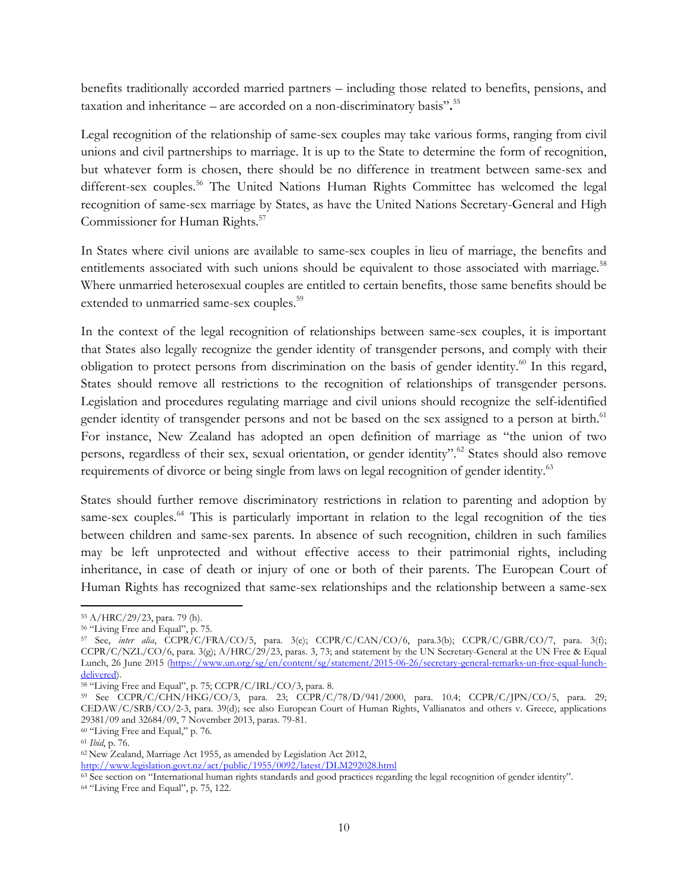benefits traditionally accorded married partners – including those related to benefits, pensions, and taxation and inheritance – are accorded on a non-discriminatory basis”.[55]

Legal recognition of the relationship of same-sex couples may take various forms, ranging from civil unions and civil partnerships to marriage. It is up to the State to determine the form of recognition, but whatever form is chosen, there should be no difference in treatment between same-sex and different-sex couples.[56] The United Nations Human Rights Committee has welcomed the legal recognition of same-sex marriage by States, as have the United Nations Secretary-General and High Commissioner for Human Rights.[57]

In States where civil unions are available to same-sex couples in lieu of marriage, the benefits and entitlements associated with such unions should be equivalent to those associated with marriage.[58] Where unmarried heterosexual couples are entitled to certain benefits, those same benefits should be extended to unmarried same-sex couples.[59]

In the context of the legal recognition of relationships between same-sex couples, it is important that States also legally recognize the gender identity of transgender persons, and comply with their obligation to protect persons from discrimination on the basis of gender identity.[60] In this regard, States should remove all restrictions to the recognition of relationships of transgender persons. Legislation and procedures regulating marriage and civil unions should recognize the self-identified gender identity of transgender persons and not be based on the sex assigned to a person at birth.[61] For instance, New Zealand has adopted an open definition of marriage as “the union of two persons, regardless of their sex, sexual orientation, or gender identity”.[62] States should also remove requirements of divorce or being single from laws on legal recognition of gender identity.[63]

States should further remove discriminatory restrictions in relation to parenting and adoption by same-sex couples.[64] This is particularly important in relation to the legal recognition of the ties between children and same-sex parents. In absence of such recognition, children in such families may be left unprotected and without effective access to their patrimonial rights, including inheritance, in case of death or injury of one or both of their parents. The European Court of Human Rights has recognized that same-sex relationships and the relationship between a same-sex

---

[55] A/HRC/29/23, para. 79 (h).

[56] “Living Free and Equal”, p. 75.

[57] See, *inter alia*, CCPR/C/FRA/CO/5, para. 3(e); CCPR/C/CAN/CO/6, para.3(b); CCPR/C/GBR/CO/7, para. 3(f); CCPR/C/NZL/CO/6, para. 3(g); A/HRC/29/23, paras. 3, 73; and statement by the UN Secretary-General at the UN Free & Equal Lunch, 26 June 2015 (https://www.un.org/sg/en/content/sg/statement/2015-06-26/secretary-general-remarks-un-free-equal-lunch-delivered).

[58] “Living Free and Equal”, p. 75; CCPR/C/IRL/CO/3, para. 8.

[59] See CCPR/C/CHN/HKG/CO/3, para. 23; CCPR/C/78/D/941/2000, para. 10.4; CCPR/C/JPN/CO/5, para. 29; CEDAW/C/SRB/CO/2-3, para. 39(d); see also European Court of Human Rights, Vallianatos and others v. Greece, applications 29381/09 and 32684/09, 7 November 2013, paras. 79-81.

[60] “Living Free and Equal,” p. 76.

[61] *Ibid*, p. 76.

[62] New Zealand, Marriage Act 1955, as amended by Legislation Act 2012, http://www.legislation.govt.nz/act/public/1955/0092/latest/DLM292028.html

[63] See section on “International human rights standards and good practices regarding the legal recognition of gender identity”.

[64] “Living Free and Equal”, p. 75, 122.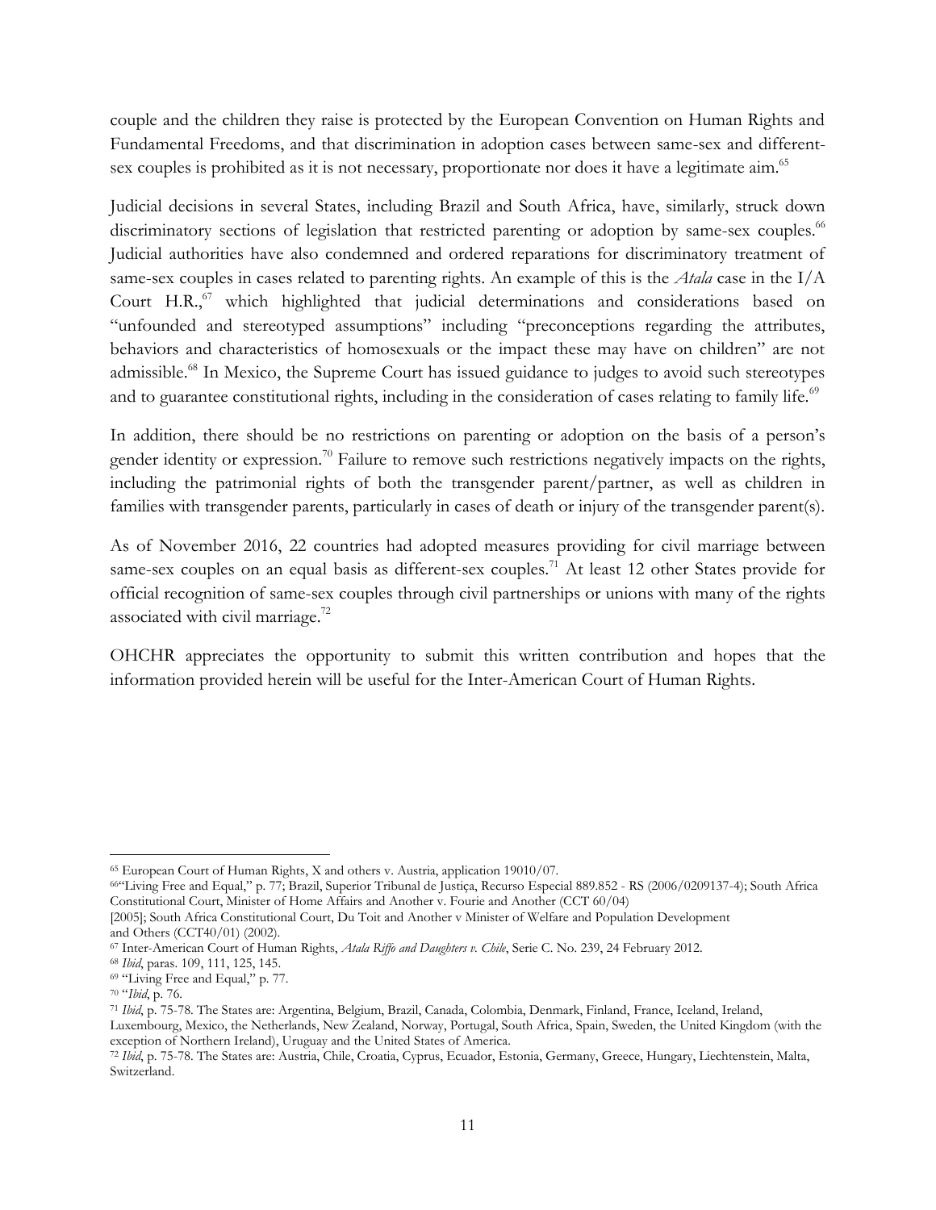couple and the children they raise is protected by the European Convention on Human Rights and Fundamental Freedoms, and that discrimination in adoption cases between same-sex and different-sex couples is prohibited as it is not necessary, proportionate nor does it have a legitimate aim.[65]

Judicial decisions in several States, including Brazil and South Africa, have, similarly, struck down discriminatory sections of legislation that restricted parenting or adoption by same-sex couples.[66] Judicial authorities have also condemned and ordered reparations for discriminatory treatment of same-sex couples in cases related to parenting rights. An example of this is the *Atala* case in the I/A Court H.R.,[67] which highlighted that judicial determinations and considerations based on "unfounded and stereotyped assumptions" including "preconceptions regarding the attributes, behaviors and characteristics of homosexuals or the impact these may have on children" are not admissible.[68] In Mexico, the Supreme Court has issued guidance to judges to avoid such stereotypes and to guarantee constitutional rights, including in the consideration of cases relating to family life.[69]

In addition, there should be no restrictions on parenting or adoption on the basis of a person's gender identity or expression.[70] Failure to remove such restrictions negatively impacts on the rights, including the patrimonial rights of both the transgender parent/partner, as well as children in families with transgender parents, particularly in cases of death or injury of the transgender parent(s).

As of November 2016, 22 countries had adopted measures providing for civil marriage between same-sex couples on an equal basis as different-sex couples.[71] At least 12 other States provide for official recognition of same-sex couples through civil partnerships or unions with many of the rights associated with civil marriage.[72]

OHCHR appreciates the opportunity to submit this written contribution and hopes that the information provided herein will be useful for the Inter-American Court of Human Rights.

---

[65] European Court of Human Rights, X and others v. Austria, application 19010/07.

[66] "Living Free and Equal," p. 77; Brazil, Superior Tribunal de Justiça, Recurso Especial 889.852 - RS (2006/0209137-4); South Africa Constitutional Court, Minister of Home Affairs and Another v. Fourie and Another (CCT 60/04) [2005]; South Africa Constitutional Court, Du Toit and Another v Minister of Welfare and Population Development and Others (CCT40/01) (2002).

[67] Inter-American Court of Human Rights, *Atala Riffo and Daughters v. Chile*, Serie C. No. 239, 24 February 2012.

[68] *Ibid*, paras. 109, 111, 125, 145.

[69] "Living Free and Equal," p. 77.

[70] "*Ibid*, p. 76.

[71] *Ibid*, p. 75-78. The States are: Argentina, Belgium, Brazil, Canada, Colombia, Denmark, Finland, France, Iceland, Ireland, Luxembourg, Mexico, the Netherlands, New Zealand, Norway, Portugal, South Africa, Spain, Sweden, the United Kingdom (with the exception of Northern Ireland), Uruguay and the United States of America.

[72] *Ibid*, p. 75-78. The States are: Austria, Chile, Croatia, Cyprus, Ecuador, Estonia, Germany, Greece, Hungary, Liechtenstein, Malta, Switzerland.